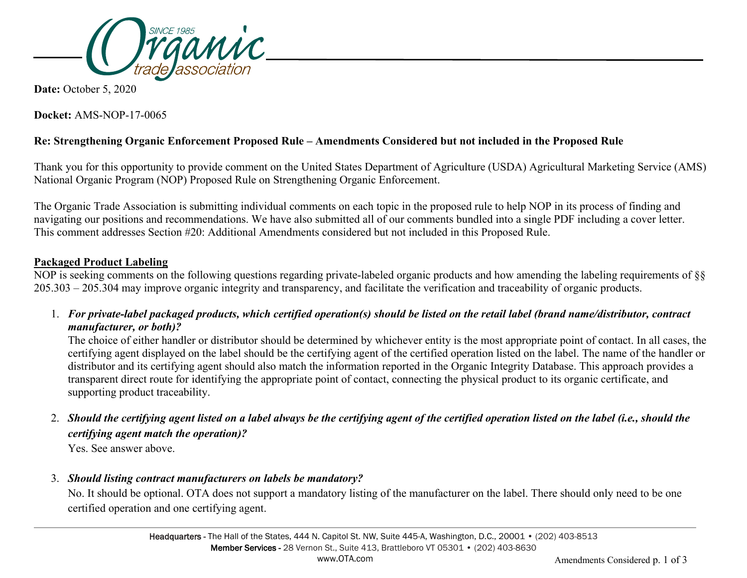**Date:** October 5, 2020

**Docket:** AMS-NOP-17-0065

**Re: Strengthening Organic Enforcement Proposed Rule – Amendments Considered but not included in the Proposed Rule**

Thank you for this opportunity to provide comment on the United States Department of Agriculture (USDA) Agricultural Marketing Service (AMS) National Organic Program (NOP) Proposed Rule on Strengthening Organic Enforcement.

The Organic Trade Association is submitting individual comments on each topic in the proposed rule to help NOP in its process of finding and navigating our positions and recommendations. We have also submitted all of our comments bundled into a single PDF including a cover letter. This comment addresses Section #20: Additional Amendments considered but not included in this Proposed Rule.

## Packaged Product Labeling

NOP is seeking comments on the following questions regarding private-labeled organic products and how amending the labeling requirements of §§ 205.303 – 205.304 may improve organic integrity and transparency, and facilitate the verification and traceability of organic products.

1. ***For private-label packaged products, which certified operation(s) should be listed on the retail label (brand name/distributor, contract manufacturer, or both)?***
   The choice of either handler or distributor should be determined by whichever entity is the most appropriate point of contact. In all cases, the certifying agent displayed on the label should be the certifying agent of the certified operation listed on the label. The name of the handler or distributor and its certifying agent should also match the information reported in the Organic Integrity Database. This approach provides a transparent direct route for identifying the appropriate point of contact, connecting the physical product to its organic certificate, and supporting product traceability.

2. ***Should the certifying agent listed on a label always be the certifying agent of the certified operation listed on the label (i.e., should the certifying agent match the operation)?***
   Yes. See answer above.

3. ***Should listing contract manufacturers on labels be mandatory?***
   No. It should be optional. OTA does not support a mandatory listing of the manufacturer on the label. There should only need to be one certified operation and one certifying agent.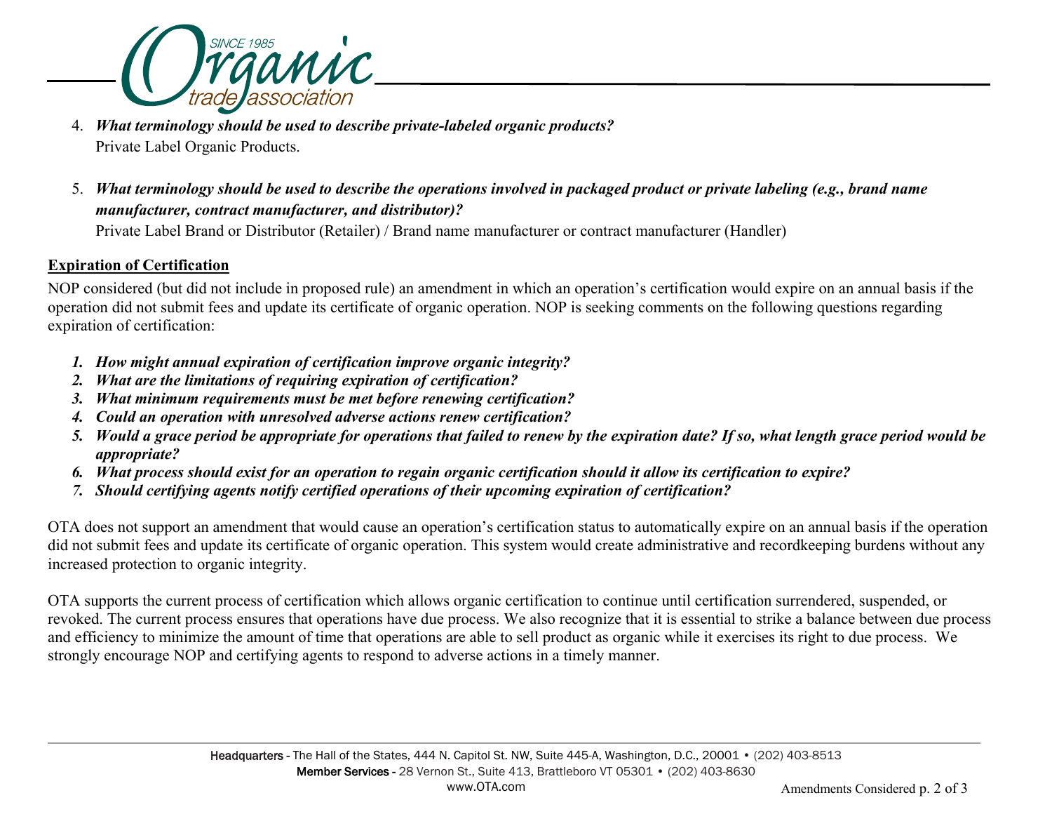4. ***What terminology should be used to describe private-labeled organic products?***
   Private Label Organic Products.

5. ***What terminology should be used to describe the operations involved in packaged product or private labeling (e.g., brand name manufacturer, contract manufacturer, and distributor)?***
   Private Label Brand or Distributor (Retailer) / Brand name manufacturer or contract manufacturer (Handler)

**Expiration of Certification**

NOP considered (but did not include in proposed rule) an amendment in which an operation's certification would expire on an annual basis if the operation did not submit fees and update its certificate of organic operation. NOP is seeking comments on the following questions regarding expiration of certification:

1. ***How might annual expiration of certification improve organic integrity?***
2. ***What are the limitations of requiring expiration of certification?***
3. ***What minimum requirements must be met before renewing certification?***
4. ***Could an operation with unresolved adverse actions renew certification?***
5. ***Would a grace period be appropriate for operations that failed to renew by the expiration date? If so, what length grace period would be appropriate?***
6. ***What process should exist for an operation to regain organic certification should it allow its certification to expire?***
7. ***Should certifying agents notify certified operations of their upcoming expiration of certification?***

OTA does not support an amendment that would cause an operation's certification status to automatically expire on an annual basis if the operation did not submit fees and update its certificate of organic operation. This system would create administrative and recordkeeping burdens without any increased protection to organic integrity.

OTA supports the current process of certification which allows organic certification to continue until certification surrendered, suspended, or revoked. The current process ensures that operations have due process. We also recognize that it is essential to strike a balance between due process and efficiency to minimize the amount of time that operations are able to sell product as organic while it exercises its right to due process. We strongly encourage NOP and certifying agents to respond to adverse actions in a timely manner.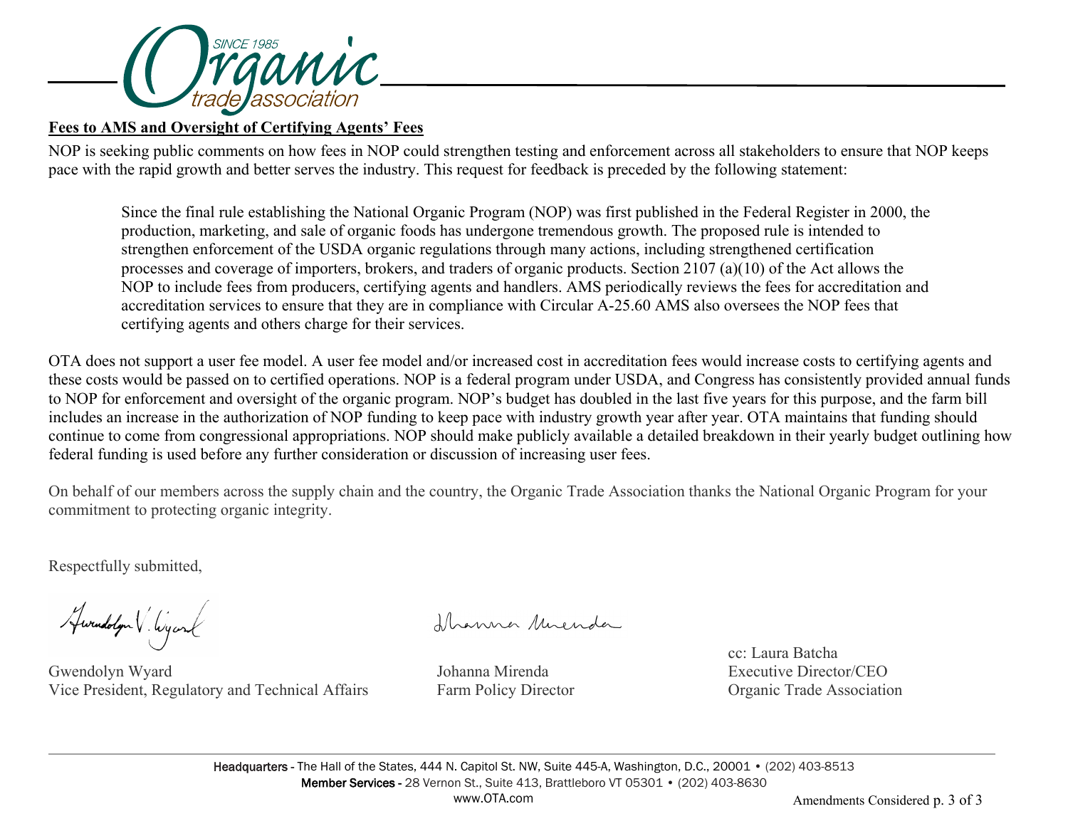**Fees to AMS and Oversight of Certifying Agents' Fees**

NOP is seeking public comments on how fees in NOP could strengthen testing and enforcement across all stakeholders to ensure that NOP keeps pace with the rapid growth and better serves the industry. This request for feedback is preceded by the following statement:

> Since the final rule establishing the National Organic Program (NOP) was first published in the Federal Register in 2000, the production, marketing, and sale of organic foods has undergone tremendous growth. The proposed rule is intended to strengthen enforcement of the USDA organic regulations through many actions, including strengthened certification processes and coverage of importers, brokers, and traders of organic products. Section 2107 (a)(10) of the Act allows the NOP to include fees from producers, certifying agents and handlers. AMS periodically reviews the fees for accreditation and accreditation services to ensure that they are in compliance with Circular A-25.60 AMS also oversees the NOP fees that certifying agents and others charge for their services.

OTA does not support a user fee model. A user fee model and/or increased cost in accreditation fees would increase costs to certifying agents and these costs would be passed on to certified operations. NOP is a federal program under USDA, and Congress has consistently provided annual funds to NOP for enforcement and oversight of the organic program. NOP's budget has doubled in the last five years for this purpose, and the farm bill includes an increase in the authorization of NOP funding to keep pace with industry growth year after year. OTA maintains that funding should continue to come from congressional appropriations. NOP should make publicly available a detailed breakdown in their yearly budget outlining how federal funding is used before any further consideration or discussion of increasing user fees.

On behalf of our members across the supply chain and the country, the Organic Trade Association thanks the National Organic Program for your commitment to protecting organic integrity.

Respectfully submitted,

Gwendolyn Wyard
Vice President, Regulatory and Technical Affairs

Johanna Mirenda
Farm Policy Director

cc: Laura Batcha
Executive Director/CEO
Organic Trade Association